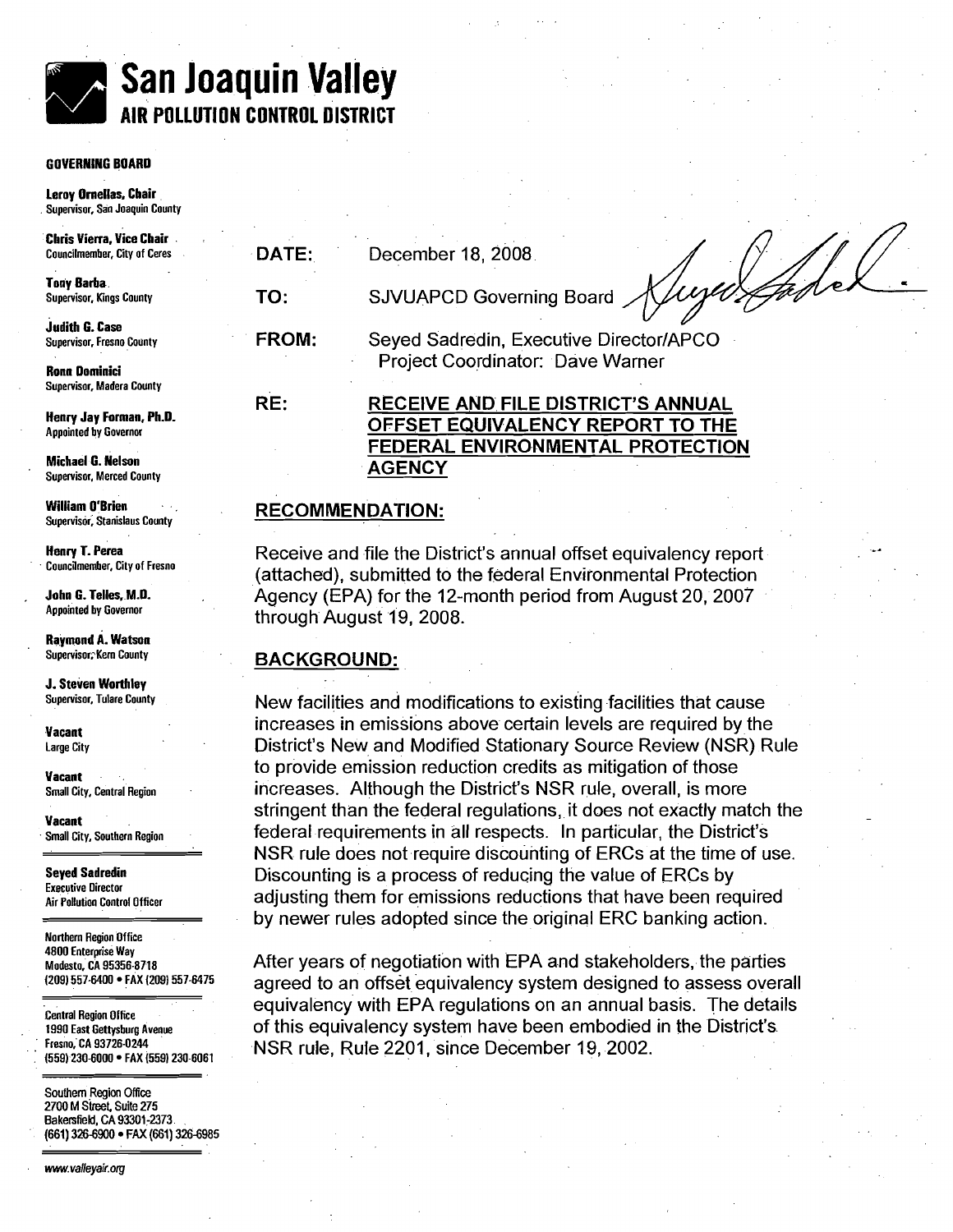# San Joaquin Valley
## AIR POLLUTION CONTROL DISTRICT

**GOVERNING BOARD**

**Leroy Ornellas, Chair**
Supervisor, San Joaquin County

**Chris Vierra, Vice Chair**
Councilmember, City of Ceres

**Tony Barba**
Supervisor, Kings County

**Judith G. Case**
Supervisor, Fresno County

**Ronn Dominici**
Supervisor, Madera County

**Henry Jay Forman, Ph.D.**
Appointed by Governor

**Michael G. Nelson**
Supervisor, Merced County

**William O'Brien**
Supervisor, Stanislaus County

**Henry T. Perea**
Councilmember, City of Fresno

**John G. Telles, M.D.**
Appointed by Governor

**Raymond A. Watson**
Supervisor, Kern County

**J. Steven Worthley**
Supervisor, Tulare County

**Vacant**
Large City

**Vacant**
Small City, Central Region

**Vacant**
Small City, Southern Region

**Seyed Sadredin**
Executive Director
Air Pollution Control Officer

Northern Region Office
4800 Enterprise Way
Modesto, CA 95356-8718
(209) 557-6400 • FAX (209) 557-6475

Central Region Office
1990 East Gettysburg Avenue
Fresno, CA 93726-0244
(559) 230-6000 • FAX (559) 230-6061

Southern Region Office
2700 M Street, Suite 275
Bakersfield, CA 93301-2373
(661) 326-6900 • FAX (661) 326-6985

www.valleyair.org

---

**DATE:** December 18, 2008

**TO:** SJVUAPCD Governing Board

**FROM:** Seyed Sadredin, Executive Director/APCO
Project Coordinator: Dave Warner

**RE:** **RECEIVE AND FILE DISTRICT'S ANNUAL OFFSET EQUIVALENCY REPORT TO THE FEDERAL ENVIRONMENTAL PROTECTION AGENCY**

## RECOMMENDATION:

Receive and file the District's annual offset equivalency report (attached), submitted to the federal Environmental Protection Agency (EPA) for the 12-month period from August 20, 2007 through August 19, 2008.

## BACKGROUND:

New facilities and modifications to existing facilities that cause increases in emissions above certain levels are required by the District's New and Modified Stationary Source Review (NSR) Rule to provide emission reduction credits as mitigation of those increases. Although the District's NSR rule, overall, is more stringent than the federal regulations, it does not exactly match the federal requirements in all respects. In particular, the District's NSR rule does not require discounting of ERCs at the time of use. Discounting is a process of reducing the value of ERCs by adjusting them for emissions reductions that have been required by newer rules adopted since the original ERC banking action.

After years of negotiation with EPA and stakeholders, the parties agreed to an offset equivalency system designed to assess overall equivalency with EPA regulations on an annual basis. The details of this equivalency system have been embodied in the District's NSR rule, Rule 2201, since December 19, 2002.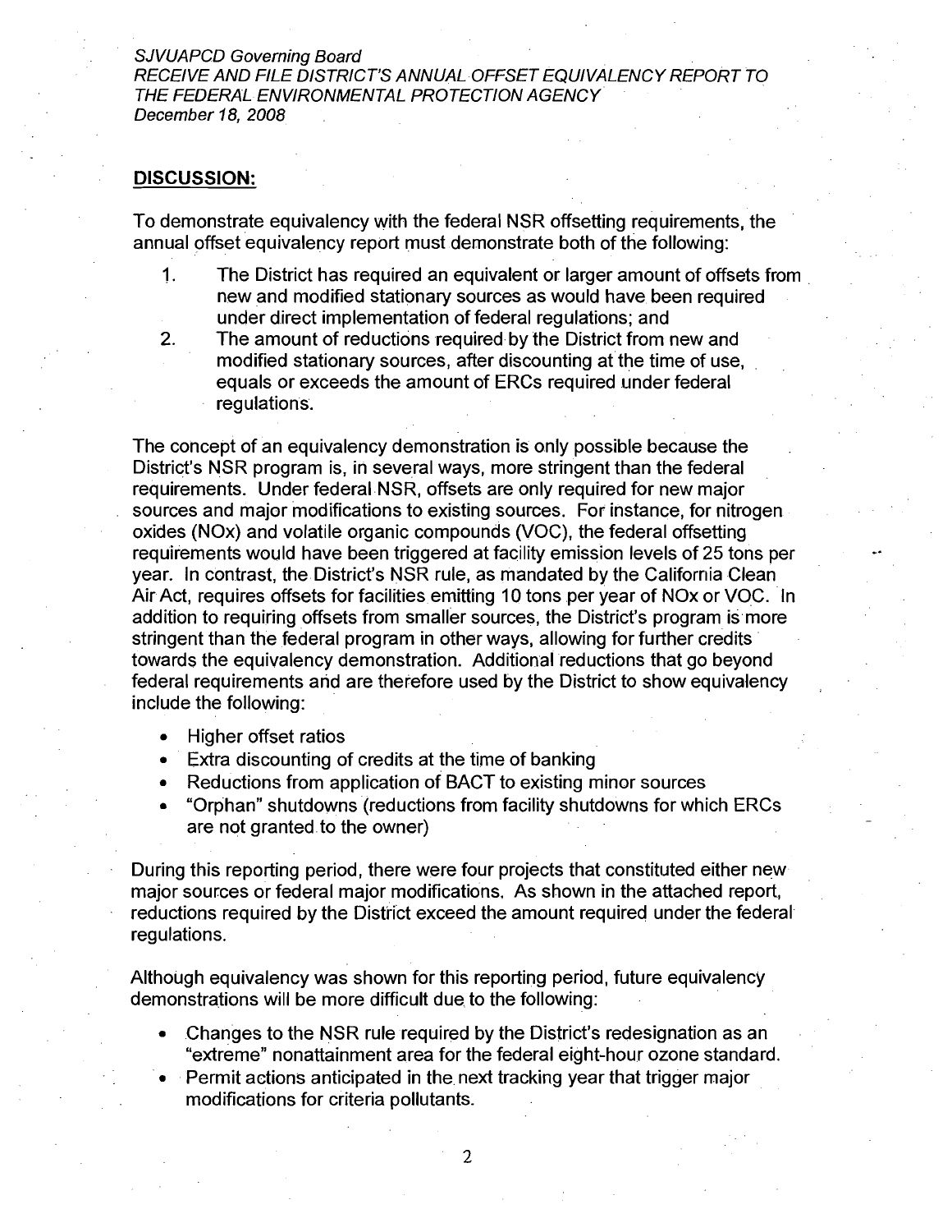## DISCUSSION:

To demonstrate equivalency with the federal NSR offsetting requirements, the annual offset equivalency report must demonstrate both of the following:

1. The District has required an equivalent or larger amount of offsets from new and modified stationary sources as would have been required under direct implementation of federal regulations; and
2. The amount of reductions required by the District from new and modified stationary sources, after discounting at the time of use, equals or exceeds the amount of ERCs required under federal regulations.

The concept of an equivalency demonstration is only possible because the District's NSR program is, in several ways, more stringent than the federal requirements. Under federal NSR, offsets are only required for new major sources and major modifications to existing sources. For instance, for nitrogen oxides (NOx) and volatile organic compounds (VOC), the federal offsetting requirements would have been triggered at facility emission levels of 25 tons per year. In contrast, the District's NSR rule, as mandated by the California Clean Air Act, requires offsets for facilities emitting 10 tons per year of NOx or VOC. In addition to requiring offsets from smaller sources, the District's program is more stringent than the federal program in other ways, allowing for further credits towards the equivalency demonstration. Additional reductions that go beyond federal requirements and are therefore used by the District to show equivalency include the following:

- Higher offset ratios
- Extra discounting of credits at the time of banking
- Reductions from application of BACT to existing minor sources
- "Orphan" shutdowns (reductions from facility shutdowns for which ERCs are not granted to the owner)

During this reporting period, there were four projects that constituted either new major sources or federal major modifications. As shown in the attached report, reductions required by the District exceed the amount required under the federal regulations.

Although equivalency was shown for this reporting period, future equivalency demonstrations will be more difficult due to the following:

- Changes to the NSR rule required by the District's redesignation as an "extreme" nonattainment area for the federal eight-hour ozone standard.
- Permit actions anticipated in the next tracking year that trigger major modifications for criteria pollutants.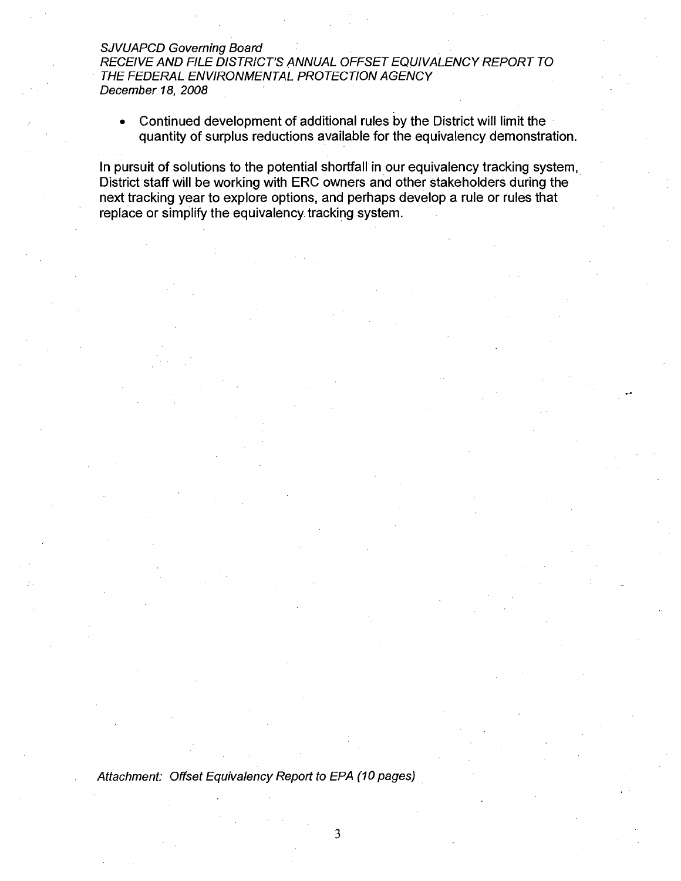- Continued development of additional rules by the District will limit the quantity of surplus reductions available for the equivalency demonstration.

In pursuit of solutions to the potential shortfall in our equivalency tracking system, District staff will be working with ERC owners and other stakeholders during the next tracking year to explore options, and perhaps develop a rule or rules that replace or simplify the equivalency tracking system.

*Attachment: Offset Equivalency Report to EPA (10 pages)*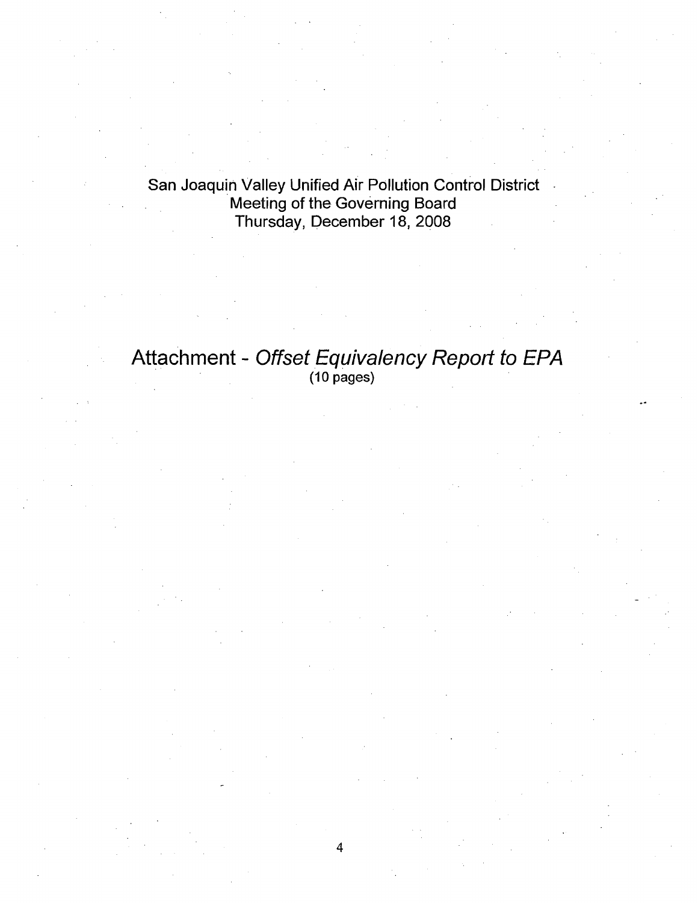San Joaquin Valley Unified Air Pollution Control District
Meeting of the Governing Board
Thursday, December 18, 2008

# Attachment - *Offset Equivalency Report to EPA*

(10 pages)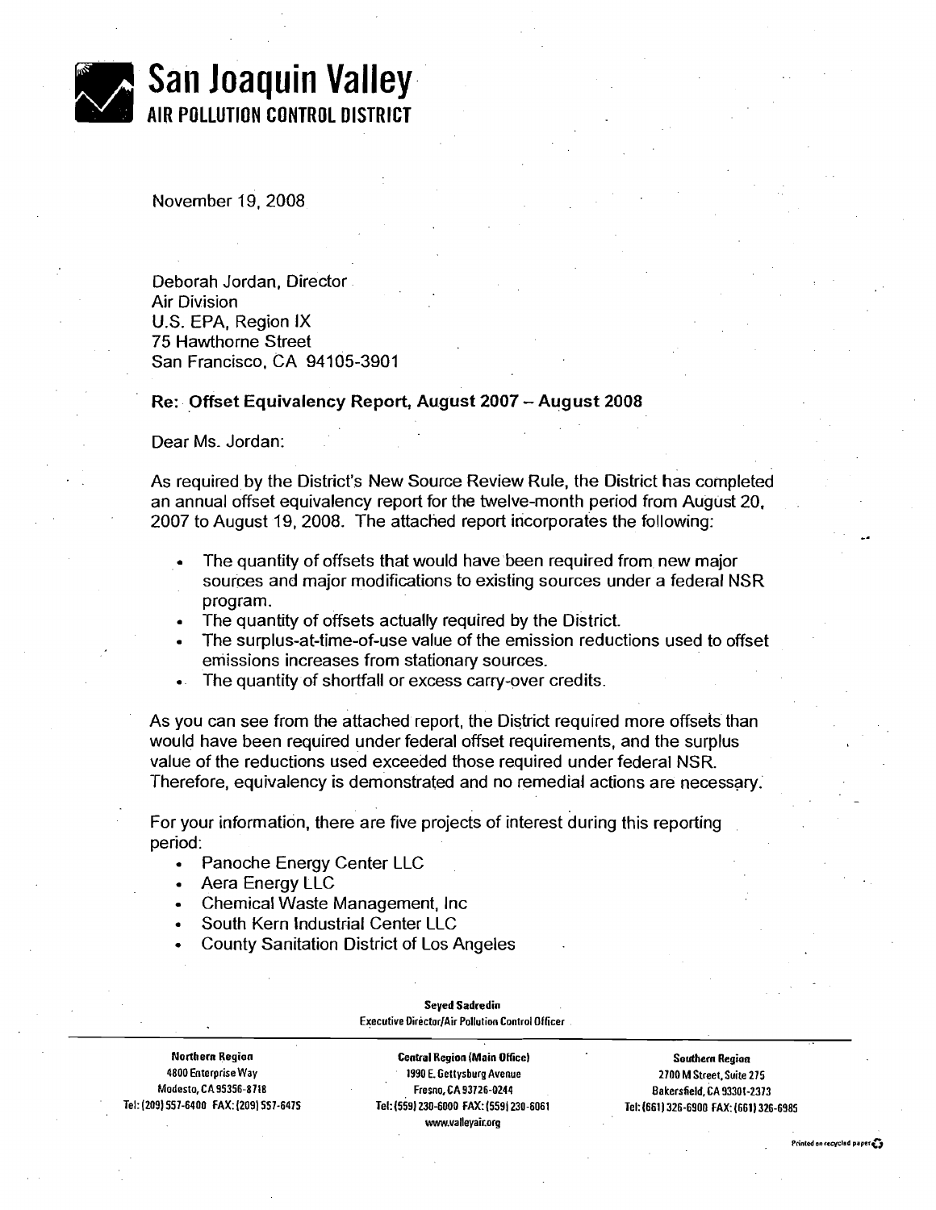# San Joaquin Valley
## AIR POLLUTION CONTROL DISTRICT

November 19, 2008

Deborah Jordan, Director
Air Division
U.S. EPA, Region IX
75 Hawthorne Street
San Francisco, CA 94105-3901

**Re: Offset Equivalency Report, August 2007 – August 2008**

Dear Ms. Jordan:

As required by the District's New Source Review Rule, the District has completed an annual offset equivalency report for the twelve-month period from August 20, 2007 to August 19, 2008. The attached report incorporates the following:

- The quantity of offsets that would have been required from new major sources and major modifications to existing sources under a federal NSR program.
- The quantity of offsets actually required by the District.
- The surplus-at-time-of-use value of the emission reductions used to offset emissions increases from stationary sources.
- The quantity of shortfall or excess carry-over credits.

As you can see from the attached report, the District required more offsets than would have been required under federal offset requirements, and the surplus value of the reductions used exceeded those required under federal NSR. Therefore, equivalency is demonstrated and no remedial actions are necessary.

For your information, there are five projects of interest during this reporting period:

- Panoche Energy Center LLC
- Aera Energy LLC
- Chemical Waste Management, Inc
- South Kern Industrial Center LLC
- County Sanitation District of Los Angeles

**Seyed Sadredin**
Executive Director/Air Pollution Control Officer

| Northern Region | Central Region (Main Office) | Southern Region |
|---|---|---|
| 4800 Enterprise Way | 1990 E. Gettysburg Avenue | 2700 M Street, Suite 275 |
| Modesto, CA 95356-8718 | Fresno, CA 93726-0244 | Bakersfield, CA 93301-2373 |
| Tel: (209) 557-6400 FAX: (209) 557-6475 | Tel: (559) 230-6000 FAX: (559) 230-6061 | Tel: (661) 326-6900 FAX: (661) 326-6985 |
| | www.valleyair.org | |

Printed on recycled paper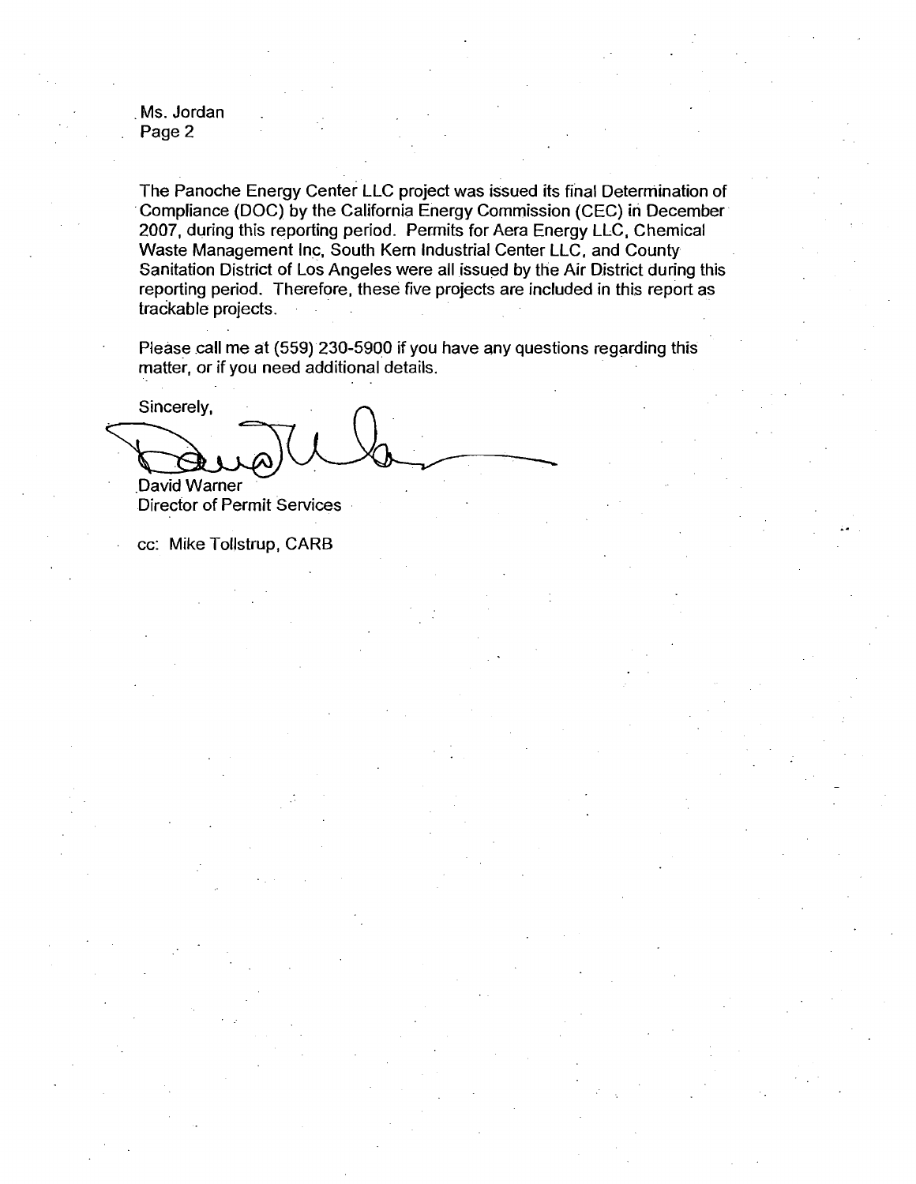Ms. Jordan
Page 2

The Panoche Energy Center LLC project was issued its final Determination of Compliance (DOC) by the California Energy Commission (CEC) in December 2007, during this reporting period. Permits for Aera Energy LLC, Chemical Waste Management Inc, South Kern Industrial Center LLC, and County Sanitation District of Los Angeles were all issued by the Air District during this reporting period. Therefore, these five projects are included in this report as trackable projects.

Please call me at (559) 230-5900 if you have any questions regarding this matter, or if you need additional details.

Sincerely,

David Warner
Director of Permit Services

cc: Mike Tollstrup, CARB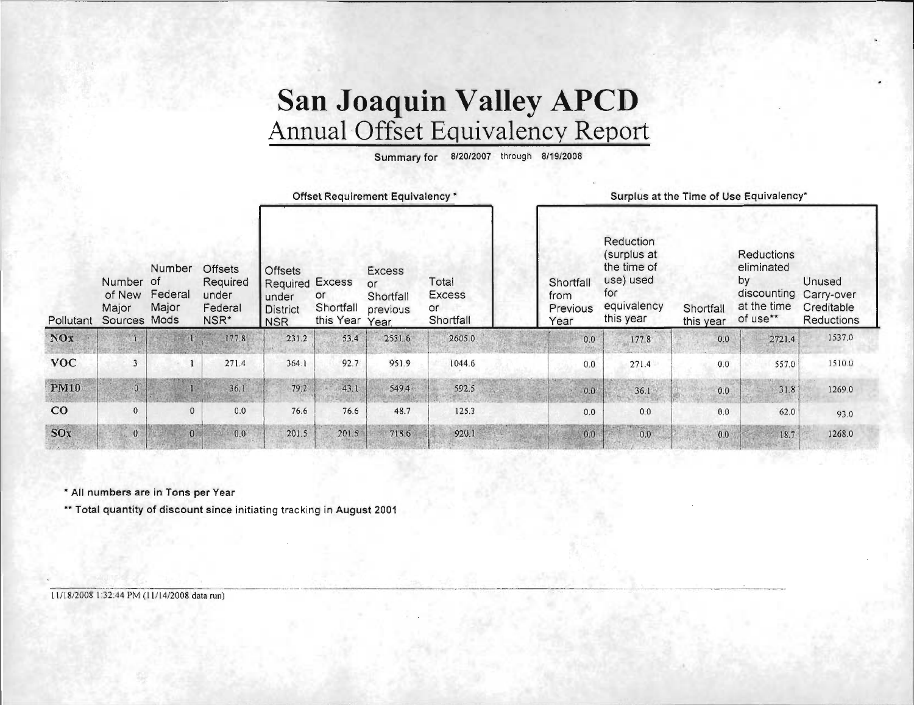# San Joaquin Valley APCD

## Annual Offset Equivalency Report

**Summary for 8/20/2007 through 8/19/2008**

| | | | | Offset Requirement Equivalency * | | | | Surplus at the Time of Use Equivalency* | | | | |
|---|---|---|---|---|---|---|---|---|---|---|---|---|
| Pollutant | Number of New Major Sources | Number of Federal Major Mods | Offsets Required under Federal NSR* | Offsets Required under District NSR | Excess or Shortfall this Year | Excess or Shortfall previous Year | Total Excess or Shortfall | Shortfall from Previous Year | Reduction (surplus at the time of use) used for equivalency this year | Shortfall this year | Reductions eliminated by discounting at the time of use** | Unused Carry-over Creditable Reductions |
| NOx | 1 | 1 | 177.8 | 231.2 | 53.4 | 2551.6 | 2605.0 | 0.0 | 177.8 | 0.0 | 2721.4 | 1537.0 |
| VOC | 3 | 1 | 271.4 | 364.1 | 92.7 | 951.9 | 1044.6 | 0.0 | 271.4 | 0.0 | 557.0 | 1510.0 |
| PM10 | 0 | 1 | 36.1 | 79.2 | 43.1 | 549.4 | 592.5 | 0.0 | 36.1 | 0.0 | 31.8 | 1269.0 |
| CO | 0 | 0 | 0.0 | 76.6 | 76.6 | 48.7 | 125.3 | 0.0 | 0.0 | 0.0 | 62.0 | 93.0 |
| SOx | 0 | 0 | 0.0 | 201.5 | 201.5 | 718.6 | 920.1 | 0.0 | 0.0 | 0.0 | 18.7 | 1268.0 |

\* All numbers are in Tons per Year

\*\* Total quantity of discount since initiating tracking in August 2001

11/18/2008 1:32:44 PM (11/14/2008 data run)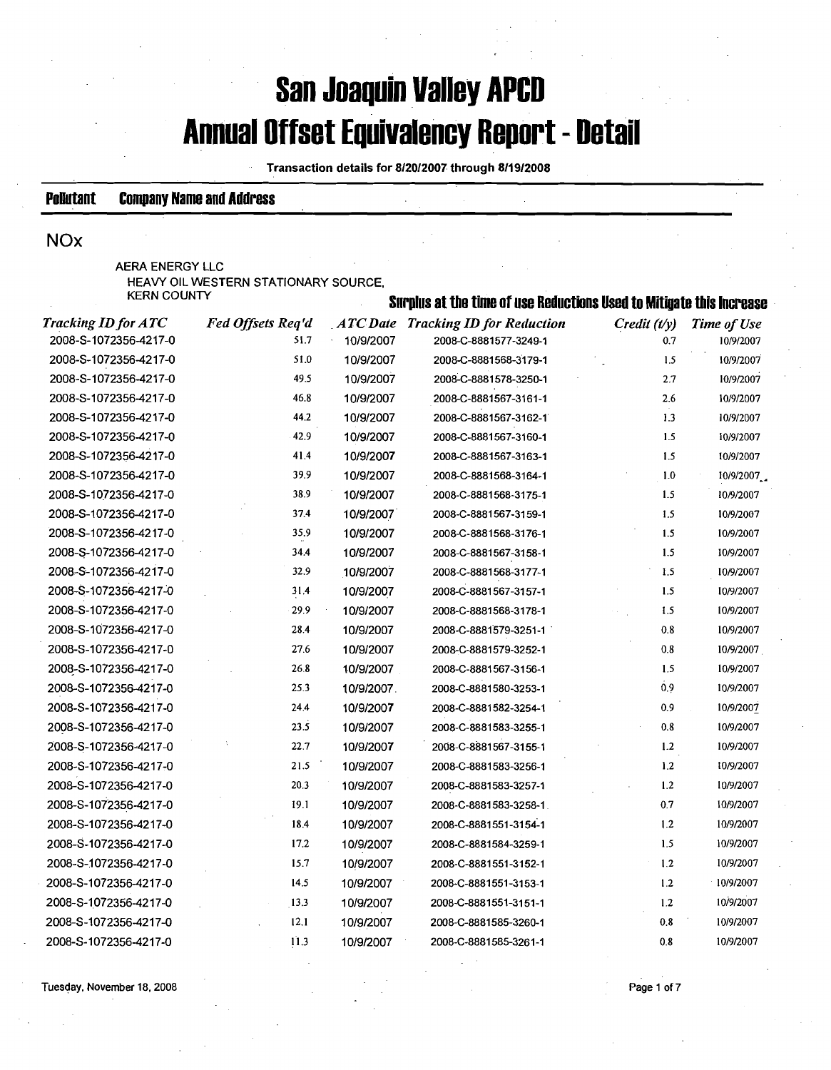# San Joaquin Valley APCD

# Annual Offset Equivalency Report - Detail

**Transaction details for 8/20/2007 through 8/19/2008**

**Pollutant** **Company Name and Address**

## NOx

AERA ENERGY LLC
HEAVY OIL WESTERN STATIONARY SOURCE,
KERN COUNTY

| Tracking ID for ATC | Fed Offsets Req'd | ATC Date | Surplus at the time of use Reductions Used to Mitigate this Increase: Tracking ID for Reduction | Credit (t/y) | Time of Use |
|---|---|---|---|---|---|
| 2008-S-1072356-4217-0 | 51.7 | 10/9/2007 | 2008-C-8881577-3249-1 | 0.7 | 10/9/2007 |
| 2008-S-1072356-4217-0 | 51.0 | 10/9/2007 | 2008-C-8881568-3179-1 | 1.5 | 10/9/2007 |
| 2008-S-1072356-4217-0 | 49.5 | 10/9/2007 | 2008-C-8881578-3250-1 | 2.7 | 10/9/2007 |
| 2008-S-1072356-4217-0 | 46.8 | 10/9/2007 | 2008-C-8881567-3161-1 | 2.6 | 10/9/2007 |
| 2008-S-1072356-4217-0 | 44.2 | 10/9/2007 | 2008-C-8881567-3162-1 | 1.3 | 10/9/2007 |
| 2008-S-1072356-4217-0 | 42.9 | 10/9/2007 | 2008-C-8881567-3160-1 | 1.5 | 10/9/2007 |
| 2008-S-1072356-4217-0 | 41.4 | 10/9/2007 | 2008-C-8881567-3163-1 | 1.5 | 10/9/2007 |
| 2008-S-1072356-4217-0 | 39.9 | 10/9/2007 | 2008-C-8881568-3164-1 | 1.0 | 10/9/2007 |
| 2008-S-1072356-4217-0 | 38.9 | 10/9/2007 | 2008-C-8881568-3175-1 | 1.5 | 10/9/2007 |
| 2008-S-1072356-4217-0 | 37.4 | 10/9/2007 | 2008-C-8881567-3159-1 | 1.5 | 10/9/2007 |
| 2008-S-1072356-4217-0 | 35.9 | 10/9/2007 | 2008-C-8881568-3176-1 | 1.5 | 10/9/2007 |
| 2008-S-1072356-4217-0 | 34.4 | 10/9/2007 | 2008-C-8881567-3158-1 | 1.5 | 10/9/2007 |
| 2008-S-1072356-4217-0 | 32.9 | 10/9/2007 | 2008-C-8881568-3177-1 | 1.5 | 10/9/2007 |
| 2008-S-1072356-4217-0 | 31.4 | 10/9/2007 | 2008-C-8881567-3157-1 | 1.5 | 10/9/2007 |
| 2008-S-1072356-4217-0 | 29.9 | 10/9/2007 | 2008-C-8881568-3178-1 | 1.5 | 10/9/2007 |
| 2008-S-1072356-4217-0 | 28.4 | 10/9/2007 | 2008-C-8881579-3251-1 | 0.8 | 10/9/2007 |
| 2008-S-1072356-4217-0 | 27.6 | 10/9/2007 | 2008-C-8881579-3252-1 | 0.8 | 10/9/2007 |
| 2008-S-1072356-4217-0 | 26.8 | 10/9/2007 | 2008-C-8881567-3156-1 | 1.5 | 10/9/2007 |
| 2008-S-1072356-4217-0 | 25.3 | 10/9/2007 | 2008-C-8881580-3253-1 | 0.9 | 10/9/2007 |
| 2008-S-1072356-4217-0 | 24.4 | 10/9/2007 | 2008-C-8881582-3254-1 | 0.9 | 10/9/2007 |
| 2008-S-1072356-4217-0 | 23.5 | 10/9/2007 | 2008-C-8881583-3255-1 | 0.8 | 10/9/2007 |
| 2008-S-1072356-4217-0 | 22.7 | 10/9/2007 | 2008-C-8881567-3155-1 | 1.2 | 10/9/2007 |
| 2008-S-1072356-4217-0 | 21.5 | 10/9/2007 | 2008-C-8881583-3256-1 | 1.2 | 10/9/2007 |
| 2008-S-1072356-4217-0 | 20.3 | 10/9/2007 | 2008-C-8881583-3257-1 | 1.2 | 10/9/2007 |
| 2008-S-1072356-4217-0 | 19.1 | 10/9/2007 | 2008-C-8881583-3258-1 | 0.7 | 10/9/2007 |
| 2008-S-1072356-4217-0 | 18.4 | 10/9/2007 | 2008-C-8881551-3154-1 | 1.2 | 10/9/2007 |
| 2008-S-1072356-4217-0 | 17.2 | 10/9/2007 | 2008-C-8881584-3259-1 | 1.5 | 10/9/2007 |
| 2008-S-1072356-4217-0 | 15.7 | 10/9/2007 | 2008-C-8881551-3152-1 | 1.2 | 10/9/2007 |
| 2008-S-1072356-4217-0 | 14.5 | 10/9/2007 | 2008-C-8881551-3153-1 | 1.2 | 10/9/2007 |
| 2008-S-1072356-4217-0 | 13.3 | 10/9/2007 | 2008-C-8881551-3151-1 | 1.2 | 10/9/2007 |
| 2008-S-1072356-4217-0 | 12.1 | 10/9/2007 | 2008-C-8881585-3260-1 | 0.8 | 10/9/2007 |
| 2008-S-1072356-4217-0 | 11.3 | 10/9/2007 | 2008-C-8881585-3261-1 | 0.8 | 10/9/2007 |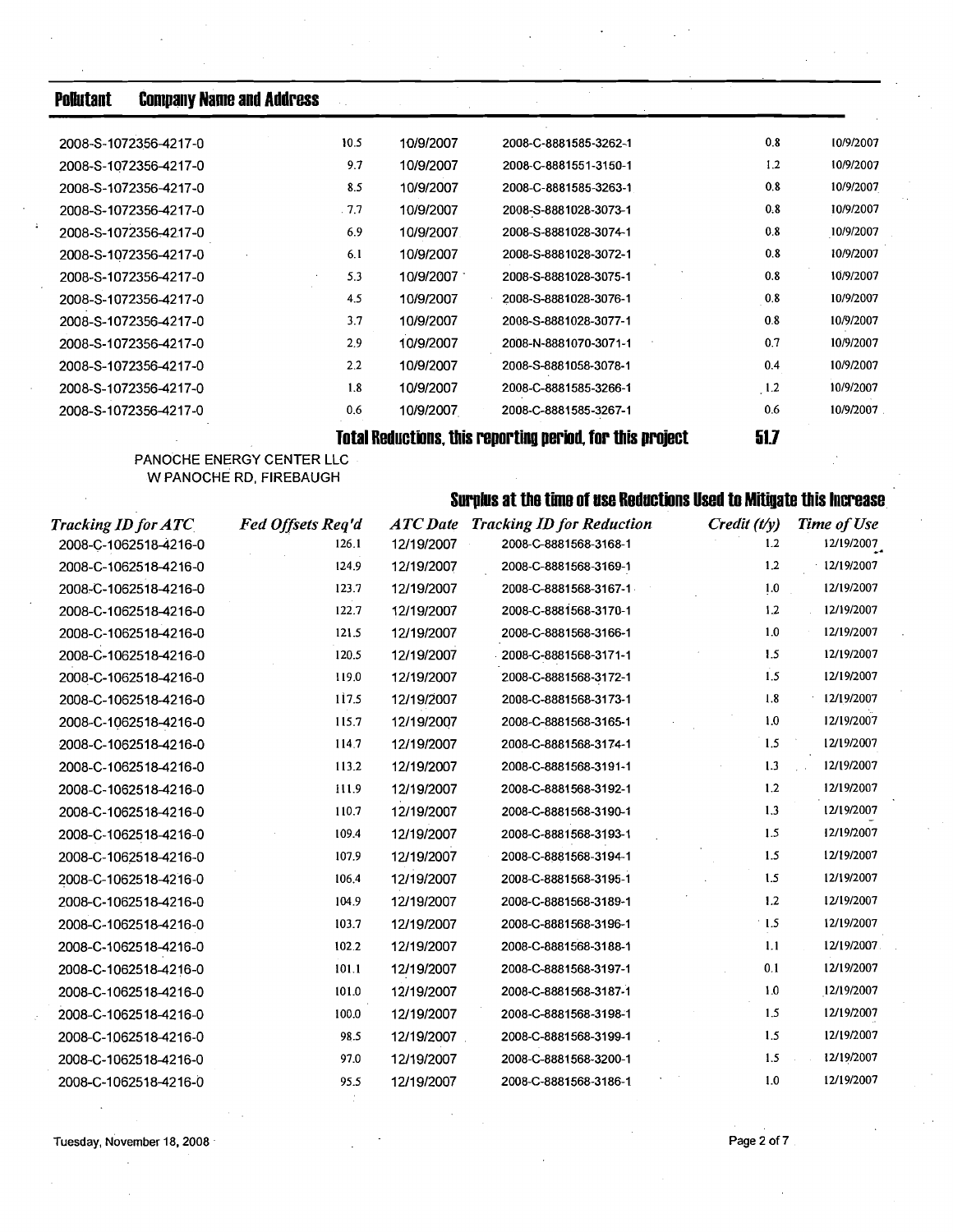| Pollutant | Company Name and Address | | | | |
|---|---|---|---|---|---|
| 2008-S-1072356-4217-0 | 10.5 | 10/9/2007 | 2008-C-8881585-3262-1 | 0.8 | 10/9/2007 |
| 2008-S-1072356-4217-0 | 9.7 | 10/9/2007 | 2008-C-8881551-3150-1 | 1.2 | 10/9/2007 |
| 2008-S-1072356-4217-0 | 8.5 | 10/9/2007 | 2008-C-8881585-3263-1 | 0.8 | 10/9/2007 |
| 2008-S-1072356-4217-0 | 7.7 | 10/9/2007 | 2008-S-8881028-3073-1 | 0.8 | 10/9/2007 |
| 2008-S-1072356-4217-0 | 6.9 | 10/9/2007 | 2008-S-8881028-3074-1 | 0.8 | 10/9/2007 |
| 2008-S-1072356-4217-0 | 6.1 | 10/9/2007 | 2008-S-8881028-3072-1 | 0.8 | 10/9/2007 |
| 2008-S-1072356-4217-0 | 5.3 | 10/9/2007 | 2008-S-8881028-3075-1 | 0.8 | 10/9/2007 |
| 2008-S-1072356-4217-0 | 4.5 | 10/9/2007 | 2008-S-8881028-3076-1 | 0.8 | 10/9/2007 |
| 2008-S-1072356-4217-0 | 3.7 | 10/9/2007 | 2008-S-8881028-3077-1 | 0.8 | 10/9/2007 |
| 2008-S-1072356-4217-0 | 2.9 | 10/9/2007 | 2008-N-8881070-3071-1 | 0.7 | 10/9/2007 |
| 2008-S-1072356-4217-0 | 2.2 | 10/9/2007 | 2008-S-8881058-3078-1 | 0.4 | 10/9/2007 |
| 2008-S-1072356-4217-0 | 1.8 | 10/9/2007 | 2008-C-8881585-3266-1 | 1.2 | 10/9/2007 |
| 2008-S-1072356-4217-0 | 0.6 | 10/9/2007 | 2008-C-8881585-3267-1 | 0.6 | 10/9/2007 |

**Total Reductions, this reporting period, for this project** **51.7**

PANOCHE ENERGY CENTER LLC
W PANOCHE RD, FIREBAUGH

**Surplus at the time of use Reductions Used to Mitigate this Increase**

| *Tracking ID for ATC* | *Fed Offsets Req'd* | *ATC Date* | *Tracking ID for Reduction* | *Credit (t/y)* | *Time of Use* |
|---|---|---|---|---|---|
| 2008-C-1062518-4216-0 | 126.1 | 12/19/2007 | 2008-C-8881568-3168-1 | 1.2 | 12/19/2007 |
| 2008-C-1062518-4216-0 | 124.9 | 12/19/2007 | 2008-C-8881568-3169-1 | 1.2 | 12/19/2007 |
| 2008-C-1062518-4216-0 | 123.7 | 12/19/2007 | 2008-C-8881568-3167-1 | 1.0 | 12/19/2007 |
| 2008-C-1062518-4216-0 | 122.7 | 12/19/2007 | 2008-C-8881568-3170-1 | 1.2 | 12/19/2007 |
| 2008-C-1062518-4216-0 | 121.5 | 12/19/2007 | 2008-C-8881568-3166-1 | 1.0 | 12/19/2007 |
| 2008-C-1062518-4216-0 | 120.5 | 12/19/2007 | 2008-C-8881568-3171-1 | 1.5 | 12/19/2007 |
| 2008-C-1062518-4216-0 | 119.0 | 12/19/2007 | 2008-C-8881568-3172-1 | 1.5 | 12/19/2007 |
| 2008-C-1062518-4216-0 | 117.5 | 12/19/2007 | 2008-C-8881568-3173-1 | 1.8 | 12/19/2007 |
| 2008-C-1062518-4216-0 | 115.7 | 12/19/2007 | 2008-C-8881568-3165-1 | 1.0 | 12/19/2007 |
| 2008-C-1062518-4216-0 | 114.7 | 12/19/2007 | 2008-C-8881568-3174-1 | 1.5 | 12/19/2007 |
| 2008-C-1062518-4216-0 | 113.2 | 12/19/2007 | 2008-C-8881568-3191-1 | 1.3 | 12/19/2007 |
| 2008-C-1062518-4216-0 | 111.9 | 12/19/2007 | 2008-C-8881568-3192-1 | 1.2 | 12/19/2007 |
| 2008-C-1062518-4216-0 | 110.7 | 12/19/2007 | 2008-C-8881568-3190-1 | 1.3 | 12/19/2007 |
| 2008-C-1062518-4216-0 | 109.4 | 12/19/2007 | 2008-C-8881568-3193-1 | 1.5 | 12/19/2007 |
| 2008-C-1062518-4216-0 | 107.9 | 12/19/2007 | 2008-C-8881568-3194-1 | 1.5 | 12/19/2007 |
| 2008-C-1062518-4216-0 | 106.4 | 12/19/2007 | 2008-C-8881568-3195-1 | 1.5 | 12/19/2007 |
| 2008-C-1062518-4216-0 | 104.9 | 12/19/2007 | 2008-C-8881568-3189-1 | 1.2 | 12/19/2007 |
| 2008-C-1062518-4216-0 | 103.7 | 12/19/2007 | 2008-C-8881568-3196-1 | 1.5 | 12/19/2007 |
| 2008-C-1062518-4216-0 | 102.2 | 12/19/2007 | 2008-C-8881568-3188-1 | 1.1 | 12/19/2007 |
| 2008-C-1062518-4216-0 | 101.1 | 12/19/2007 | 2008-C-8881568-3197-1 | 0.1 | 12/19/2007 |
| 2008-C-1062518-4216-0 | 101.0 | 12/19/2007 | 2008-C-8881568-3187-1 | 1.0 | 12/19/2007 |
| 2008-C-1062518-4216-0 | 100.0 | 12/19/2007 | 2008-C-8881568-3198-1 | 1.5 | 12/19/2007 |
| 2008-C-1062518-4216-0 | 98.5 | 12/19/2007 | 2008-C-8881568-3199-1 | 1.5 | 12/19/2007 |
| 2008-C-1062518-4216-0 | 97.0 | 12/19/2007 | 2008-C-8881568-3200-1 | 1.5 | 12/19/2007 |
| 2008-C-1062518-4216-0 | 95.5 | 12/19/2007 | 2008-C-8881568-3186-1 | 1.0 | 12/19/2007 |

Tuesday, November 18, 2008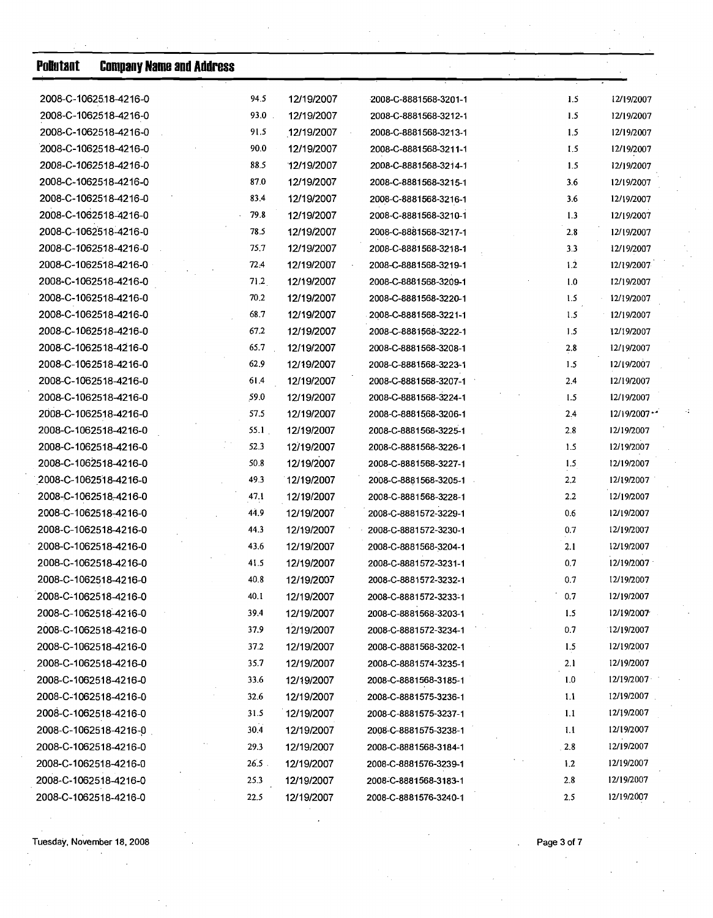| Pollutant | Company Name and Address | | | | |
|---|---|---|---|---|---|
| 2008-C-1062518-4216-0 | 94.5 | 12/19/2007 | 2008-C-8881568-3201-1 | 1.5 | 12/19/2007 |
| 2008-C-1062518-4216-0 | 93.0 | 12/19/2007 | 2008-C-8881568-3212-1 | 1.5 | 12/19/2007 |
| 2008-C-1062518-4216-0 | 91.5 | 12/19/2007 | 2008-C-8881568-3213-1 | 1.5 | 12/19/2007 |
| 2008-C-1062518-4216-0 | 90.0 | 12/19/2007 | 2008-C-8881568-3211-1 | 1.5 | 12/19/2007 |
| 2008-C-1062518-4216-0 | 88.5 | 12/19/2007 | 2008-C-8881568-3214-1 | 1.5 | 12/19/2007 |
| 2008-C-1062518-4216-0 | 87.0 | 12/19/2007 | 2008-C-8881568-3215-1 | 3.6 | 12/19/2007 |
| 2008-C-1062518-4216-0 | 83.4 | 12/19/2007 | 2008-C-8881568-3216-1 | 3.6 | 12/19/2007 |
| 2008-C-1062518-4216-0 | 79.8 | 12/19/2007 | 2008-C-8881568-3210-1 | 1.3 | 12/19/2007 |
| 2008-C-1062518-4216-0 | 78.5 | 12/19/2007 | 2008-C-8881568-3217-1 | 2.8 | 12/19/2007 |
| 2008-C-1062518-4216-0 | 75.7 | 12/19/2007 | 2008-C-8881568-3218-1 | 3.3 | 12/19/2007 |
| 2008-C-1062518-4216-0 | 72.4 | 12/19/2007 | 2008-C-8881568-3219-1 | 1.2 | 12/19/2007 |
| 2008-C-1062518-4216-0 | 71.2 | 12/19/2007 | 2008-C-8881568-3209-1 | 1.0 | 12/19/2007 |
| 2008-C-1062518-4216-0 | 70.2 | 12/19/2007 | 2008-C-8881568-3220-1 | 1.5 | 12/19/2007 |
| 2008-C-1062518-4216-0 | 68.7 | 12/19/2007 | 2008-C-8881568-3221-1 | 1.5 | 12/19/2007 |
| 2008-C-1062518-4216-0 | 67.2 | 12/19/2007 | 2008-C-8881568-3222-1 | 1.5 | 12/19/2007 |
| 2008-C-1062518-4216-0 | 65.7 | 12/19/2007 | 2008-C-8881568-3208-1 | 2.8 | 12/19/2007 |
| 2008-C-1062518-4216-0 | 62.9 | 12/19/2007 | 2008-C-8881568-3223-1 | 1.5 | 12/19/2007 |
| 2008-C-1062518-4216-0 | 61.4 | 12/19/2007 | 2008-C-8881568-3207-1 | 2.4 | 12/19/2007 |
| 2008-C-1062518-4216-0 | 59.0 | 12/19/2007 | 2008-C-8881568-3224-1 | 1.5 | 12/19/2007 |
| 2008-C-1062518-4216-0 | 57.5 | 12/19/2007 | 2008-C-8881568-3206-1 | 2.4 | 12/19/2007 |
| 2008-C-1062518-4216-0 | 55.1 | 12/19/2007 | 2008-C-8881568-3225-1 | 2.8 | 12/19/2007 |
| 2008-C-1062518-4216-0 | 52.3 | 12/19/2007 | 2008-C-8881568-3226-1 | 1.5 | 12/19/2007 |
| 2008-C-1062518-4216-0 | 50.8 | 12/19/2007 | 2008-C-8881568-3227-1 | 1.5 | 12/19/2007 |
| 2008-C-1062518-4216-0 | 49.3 | 12/19/2007 | 2008-C-8881568-3205-1 | 2.2 | 12/19/2007 |
| 2008-C-1062518-4216-0 | 47.1 | 12/19/2007 | 2008-C-8881568-3228-1 | 2.2 | 12/19/2007 |
| 2008-C-1062518-4216-0 | 44.9 | 12/19/2007 | 2008-C-8881572-3229-1 | 0.6 | 12/19/2007 |
| 2008-C-1062518-4216-0 | 44.3 | 12/19/2007 | 2008-C-8881572-3230-1 | 0.7 | 12/19/2007 |
| 2008-C-1062518-4216-0 | 43.6 | 12/19/2007 | 2008-C-8881568-3204-1 | 2.1 | 12/19/2007 |
| 2008-C-1062518-4216-0 | 41.5 | 12/19/2007 | 2008-C-8881572-3231-1 | 0.7 | 12/19/2007 |
| 2008-C-1062518-4216-0 | 40.8 | 12/19/2007 | 2008-C-8881572-3232-1 | 0.7 | 12/19/2007 |
| 2008-C-1062518-4216-0 | 40.1 | 12/19/2007 | 2008-C-8881572-3233-1 | 0.7 | 12/19/2007 |
| 2008-C-1062518-4216-0 | 39.4 | 12/19/2007 | 2008-C-8881568-3203-1 | 1.5 | 12/19/2007 |
| 2008-C-1062518-4216-0 | 37.9 | 12/19/2007 | 2008-C-8881572-3234-1 | 0.7 | 12/19/2007 |
| 2008-C-1062518-4216-0 | 37.2 | 12/19/2007 | 2008-C-8881568-3202-1 | 1.5 | 12/19/2007 |
| 2008-C-1062518-4216-0 | 35.7 | 12/19/2007 | 2008-C-8881574-3235-1 | 2.1 | 12/19/2007 |
| 2008-C-1062518-4216-0 | 33.6 | 12/19/2007 | 2008-C-8881568-3185-1 | 1.0 | 12/19/2007 |
| 2008-C-1062518-4216-0 | 32.6 | 12/19/2007 | 2008-C-8881575-3236-1 | 1.1 | 12/19/2007 |
| 2008-C-1062518-4216-0 | 31.5 | 12/19/2007 | 2008-C-8881575-3237-1 | 1.1 | 12/19/2007 |
| 2008-C-1062518-4216-0 | 30.4 | 12/19/2007 | 2008-C-8881575-3238-1 | 1.1 | 12/19/2007 |
| 2008-C-1062518-4216-0 | 29.3 | 12/19/2007 | 2008-C-8881568-3184-1 | 2.8 | 12/19/2007 |
| 2008-C-1062518-4216-0 | 26.5 | 12/19/2007 | 2008-C-8881576-3239-1 | 1.2 | 12/19/2007 |
| 2008-C-1062518-4216-0 | 25.3 | 12/19/2007 | 2008-C-8881568-3183-1 | 2.8 | 12/19/2007 |
| 2008-C-1062518-4216-0 | 22.5 | 12/19/2007 | 2008-C-8881576-3240-1 | 2.5 | 12/19/2007 |

Tuesday, November 18, 2008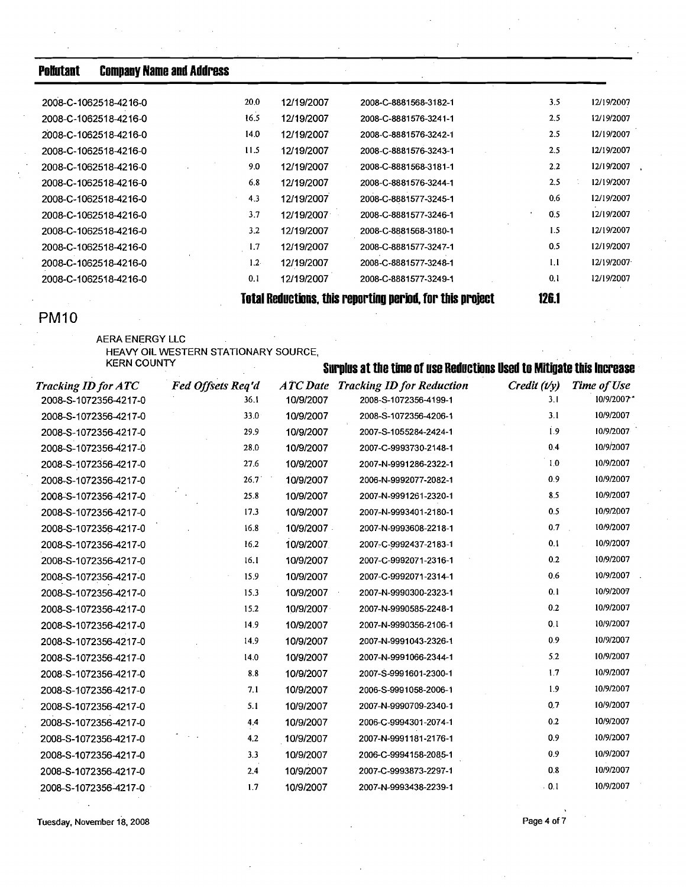| Pollutant | Company Name and Address | | | | |
|---|---|---|---|---|---|
| 2008-C-1062518-4216-0 | 20.0 | 12/19/2007 | 2008-C-8881568-3182-1 | 3.5 | 12/19/2007 |
| 2008-C-1062518-4216-0 | 16.5 | 12/19/2007 | 2008-C-8881576-3241-1 | 2.5 | 12/19/2007 |
| 2008-C-1062518-4216-0 | 14.0 | 12/19/2007 | 2008-C-8881576-3242-1 | 2.5 | 12/19/2007 |
| 2008-C-1062518-4216-0 | 11.5 | 12/19/2007 | 2008-C-8881576-3243-1 | 2.5 | 12/19/2007 |
| 2008-C-1062518-4216-0 | 9.0 | 12/19/2007 | 2008-C-8881568-3181-1 | 2.2 | 12/19/2007 |
| 2008-C-1062518-4216-0 | 6.8 | 12/19/2007 | 2008-C-8881576-3244-1 | 2.5 | 12/19/2007 |
| 2008-C-1062518-4216-0 | 4.3 | 12/19/2007 | 2008-C-8881577-3245-1 | 0.6 | 12/19/2007 |
| 2008-C-1062518-4216-0 | 3.7 | 12/19/2007 | 2008-C-8881577-3246-1 | 0.5 | 12/19/2007 |
| 2008-C-1062518-4216-0 | 3.2 | 12/19/2007 | 2008-C-8881568-3180-1 | 1.5 | 12/19/2007 |
| 2008-C-1062518-4216-0 | 1.7 | 12/19/2007 | 2008-C-8881577-3247-1 | 0.5 | 12/19/2007 |
| 2008-C-1062518-4216-0 | 1.2 | 12/19/2007 | 2008-C-8881577-3248-1 | 1.1 | 12/19/2007 |
| 2008-C-1062518-4216-0 | 0.1 | 12/19/2007 | 2008-C-8881577-3249-1 | 0.1 | 12/19/2007 |
| | | | **Total Reductions, this reporting period, for this project** | **126.1** | |

## PM10

AERA ENERGY LLC
HEAVY OIL WESTERN STATIONARY SOURCE,
KERN COUNTY

**Surplus at the time of use Reductions Used to Mitigate this Increase**

| *Tracking ID for ATC* | *Fed Offsets Req'd* | *ATC Date* | *Tracking ID for Reduction* | *Credit (t/y)* | *Time of Use* |
|---|---|---|---|---|---|
| 2008-S-1072356-4217-0 | 36.1 | 10/9/2007 | 2008-S-1072356-4199-1 | 3.1 | 10/9/2007 |
| 2008-S-1072356-4217-0 | 33.0 | 10/9/2007 | 2008-S-1072356-4206-1 | 3.1 | 10/9/2007 |
| 2008-S-1072356-4217-0 | 29.9 | 10/9/2007 | 2007-S-1055284-2424-1 | 1.9 | 10/9/2007 |
| 2008-S-1072356-4217-0 | 28.0 | 10/9/2007 | 2007-C-9993730-2148-1 | 0.4 | 10/9/2007 |
| 2008-S-1072356-4217-0 | 27.6 | 10/9/2007 | 2007-N-9991286-2322-1 | 1.0 | 10/9/2007 |
| 2008-S-1072356-4217-0 | 26.7 | 10/9/2007 | 2006-N-9992077-2082-1 | 0.9 | 10/9/2007 |
| 2008-S-1072356-4217-0 | 25.8 | 10/9/2007 | 2007-N-9991261-2320-1 | 8.5 | 10/9/2007 |
| 2008-S-1072356-4217-0 | 17.3 | 10/9/2007 | 2007-N-9993401-2180-1 | 0.5 | 10/9/2007 |
| 2008-S-1072356-4217-0 | 16.8 | 10/9/2007 | 2007-N-9993608-2218-1 | 0.7 | 10/9/2007 |
| 2008-S-1072356-4217-0 | 16.2 | 10/9/2007 | 2007-C-9992437-2183-1 | 0.1 | 10/9/2007 |
| 2008-S-1072356-4217-0 | 16.1 | 10/9/2007 | 2007-C-9992071-2316-1 | 0.2 | 10/9/2007 |
| 2008-S-1072356-4217-0 | 15.9 | 10/9/2007 | 2007-C-9992071-2314-1 | 0.6 | 10/9/2007 |
| 2008-S-1072356-4217-0 | 15.3 | 10/9/2007 | 2007-N-9990300-2323-1 | 0.1 | 10/9/2007 |
| 2008-S-1072356-4217-0 | 15.2 | 10/9/2007 | 2007-N-9990585-2248-1 | 0.2 | 10/9/2007 |
| 2008-S-1072356-4217-0 | 14.9 | 10/9/2007 | 2007-N-9990356-2106-1 | 0.1 | 10/9/2007 |
| 2008-S-1072356-4217-0 | 14.9 | 10/9/2007 | 2007-N-9991043-2326-1 | 0.9 | 10/9/2007 |
| 2008-S-1072356-4217-0 | 14.0 | 10/9/2007 | 2007-N-9991066-2344-1 | 5.2 | 10/9/2007 |
| 2008-S-1072356-4217-0 | 8.8 | 10/9/2007 | 2007-S-9991601-2300-1 | 1.7 | 10/9/2007 |
| 2008-S-1072356-4217-0 | 7.1 | 10/9/2007 | 2006-S-9991058-2006-1 | 1.9 | 10/9/2007 |
| 2008-S-1072356-4217-0 | 5.1 | 10/9/2007 | 2007-N-9990709-2340-1 | 0.7 | 10/9/2007 |
| 2008-S-1072356-4217-0 | 4.4 | 10/9/2007 | 2006-C-9994301-2074-1 | 0.2 | 10/9/2007 |
| 2008-S-1072356-4217-0 | 4.2 | 10/9/2007 | 2007-N-9991181-2176-1 | 0.9 | 10/9/2007 |
| 2008-S-1072356-4217-0 | 3.3 | 10/9/2007 | 2006-C-9994158-2085-1 | 0.9 | 10/9/2007 |
| 2008-S-1072356-4217-0 | 2.4 | 10/9/2007 | 2007-C-9993873-2297-1 | 0.8 | 10/9/2007 |
| 2008-S-1072356-4217-0 | 1.7 | 10/9/2007 | 2007-N-9993438-2239-1 | 0.1 | 10/9/2007 |

Tuesday, November 18, 2008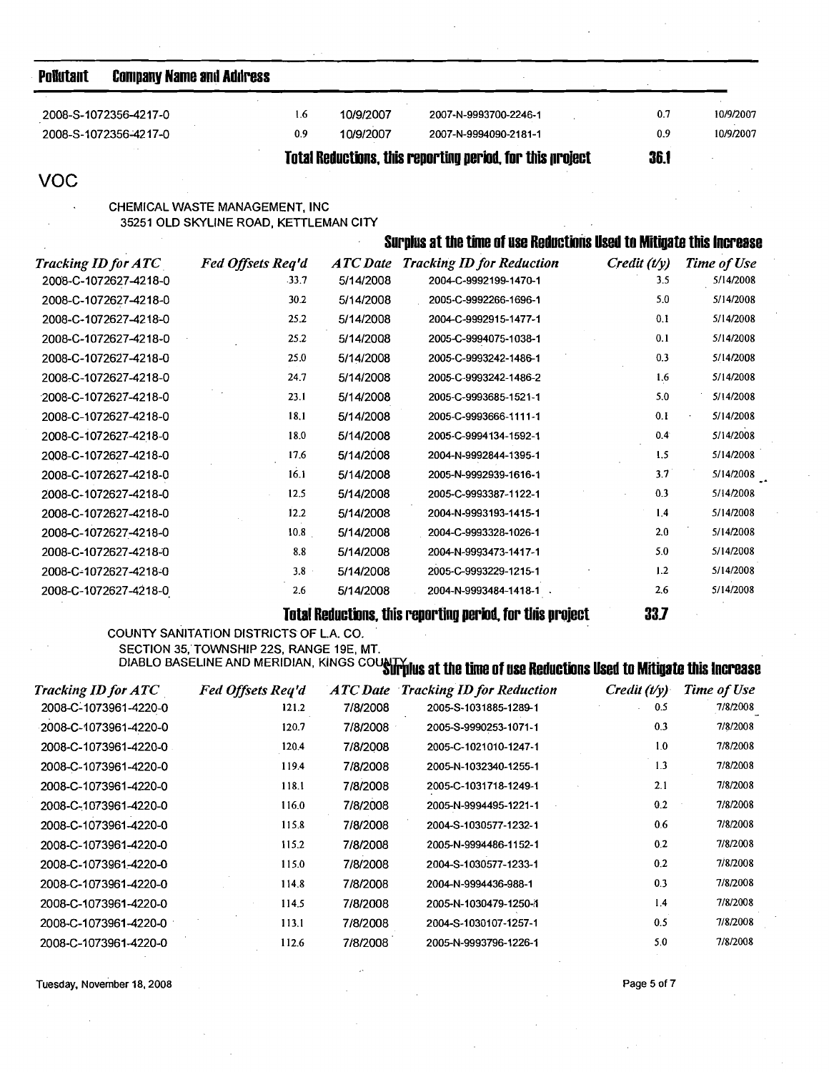| Pollutant | Company Name and Address | | | | |
|---|---|---|---|---|---|
| 2008-S-1072356-4217-0 | 1.6 | 10/9/2007 | 2007-N-9993700-2246-1 | 0.7 | 10/9/2007 |
| 2008-S-1072356-4217-0 | 0.9 | 10/9/2007 | 2007-N-9994090-2181-1 | 0.9 | 10/9/2007 |

**Total Reductions, this reporting period, for this project** **36.1**

## VOC

CHEMICAL WASTE MANAGEMENT, INC
35251 OLD SKYLINE ROAD, KETTLEMAN CITY

**Surplus at the time of use Reductions Used to Mitigate this Increase**

| *Tracking ID for ATC* | *Fed Offsets Req'd* | *ATC Date* | *Tracking ID for Reduction* | *Credit (t/y)* | *Time of Use* |
|---|---|---|---|---|---|
| 2008-C-1072627-4218-0 | 33.7 | 5/14/2008 | 2004-C-9992199-1470-1 | 3.5 | 5/14/2008 |
| 2008-C-1072627-4218-0 | 30.2 | 5/14/2008 | 2005-C-9992266-1696-1 | 5.0 | 5/14/2008 |
| 2008-C-1072627-4218-0 | 25.2 | 5/14/2008 | 2004-C-9992915-1477-1 | 0.1 | 5/14/2008 |
| 2008-C-1072627-4218-0 | 25.2 | 5/14/2008 | 2005-C-9994075-1038-1 | 0.1 | 5/14/2008 |
| 2008-C-1072627-4218-0 | 25.0 | 5/14/2008 | 2005-C-9993242-1486-1 | 0.3 | 5/14/2008 |
| 2008-C-1072627-4218-0 | 24.7 | 5/14/2008 | 2005-C-9993242-1486-2 | 1.6 | 5/14/2008 |
| 2008-C-1072627-4218-0 | 23.1 | 5/14/2008 | 2005-C-9993685-1521-1 | 5.0 | 5/14/2008 |
| 2008-C-1072627-4218-0 | 18.1 | 5/14/2008 | 2005-C-9993666-1111-1 | 0.1 | 5/14/2008 |
| 2008-C-1072627-4218-0 | 18.0 | 5/14/2008 | 2005-C-9994134-1592-1 | 0.4 | 5/14/2008 |
| 2008-C-1072627-4218-0 | 17.6 | 5/14/2008 | 2004-N-9992844-1395-1 | 1.5 | 5/14/2008 |
| 2008-C-1072627-4218-0 | 16.1 | 5/14/2008 | 2005-N-9992939-1616-1 | 3.7 | 5/14/2008 |
| 2008-C-1072627-4218-0 | 12.5 | 5/14/2008 | 2005-C-9993387-1122-1 | 0.3 | 5/14/2008 |
| 2008-C-1072627-4218-0 | 12.2 | 5/14/2008 | 2004-N-9993193-1415-1 | 1.4 | 5/14/2008 |
| 2008-C-1072627-4218-0 | 10.8 | 5/14/2008 | 2004-C-9993328-1026-1 | 2.0 | 5/14/2008 |
| 2008-C-1072627-4218-0 | 8.8 | 5/14/2008 | 2004-N-9993473-1417-1 | 5.0 | 5/14/2008 |
| 2008-C-1072627-4218-0 | 3.8 | 5/14/2008 | 2005-C-9993229-1215-1 | 1.2 | 5/14/2008 |
| 2008-C-1072627-4218-0 | 2.6 | 5/14/2008 | 2004-N-9993484-1418-1 | 2.6 | 5/14/2008 |

**Total Reductions, this reporting period, for this project** **33.7**

COUNTY SANITATION DISTRICTS OF L.A. CO.
SECTION 35, TOWNSHIP 22S, RANGE 19E, MT.
DIABLO BASELINE AND MERIDIAN, KINGS COUNTY

**Surplus at the time of use Reductions Used to Mitigate this Increase**

| *Tracking ID for ATC* | *Fed Offsets Req'd* | *ATC Date* | *Tracking ID for Reduction* | *Credit (t/y)* | *Time of Use* |
|---|---|---|---|---|---|
| 2008-C-1073961-4220-0 | 121.2 | 7/8/2008 | 2005-S-1031885-1289-1 | 0.5 | 7/8/2008 |
| 2008-C-1073961-4220-0 | 120.7 | 7/8/2008 | 2005-S-9990253-1071-1 | 0.3 | 7/8/2008 |
| 2008-C-1073961-4220-0 | 120.4 | 7/8/2008 | 2005-C-1021010-1247-1 | 1.0 | 7/8/2008 |
| 2008-C-1073961-4220-0 | 119.4 | 7/8/2008 | 2005-N-1032340-1255-1 | 1.3 | 7/8/2008 |
| 2008-C-1073961-4220-0 | 118.1 | 7/8/2008 | 2005-C-1031718-1249-1 | 2.1 | 7/8/2008 |
| 2008-C-1073961-4220-0 | 116.0 | 7/8/2008 | 2005-N-9994495-1221-1 | 0.2 | 7/8/2008 |
| 2008-C-1073961-4220-0 | 115.8 | 7/8/2008 | 2004-S-1030577-1232-1 | 0.6 | 7/8/2008 |
| 2008-C-1073961-4220-0 | 115.2 | 7/8/2008 | 2005-N-9994486-1152-1 | 0.2 | 7/8/2008 |
| 2008-C-1073961-4220-0 | 115.0 | 7/8/2008 | 2004-S-1030577-1233-1 | 0.2 | 7/8/2008 |
| 2008-C-1073961-4220-0 | 114.8 | 7/8/2008 | 2004-N-9994436-988-1 | 0.3 | 7/8/2008 |
| 2008-C-1073961-4220-0 | 114.5 | 7/8/2008 | 2005-N-1030479-1250-1 | 1.4 | 7/8/2008 |
| 2008-C-1073961-4220-0 | 113.1 | 7/8/2008 | 2004-S-1030107-1257-1 | 0.5 | 7/8/2008 |
| 2008-C-1073961-4220-0 | 112.6 | 7/8/2008 | 2005-N-9993796-1226-1 | 5.0 | 7/8/2008 |

Tuesday, November 18, 2008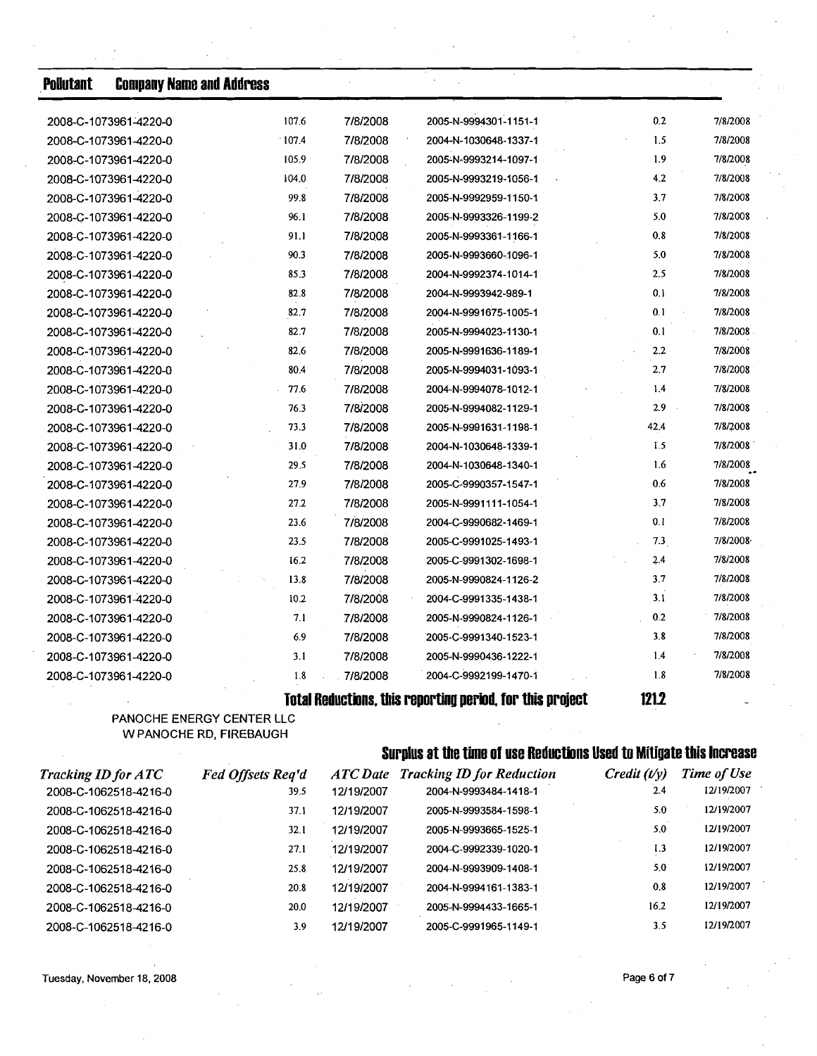| Pollutant | Company Name and Address | | | | |
|---|---|---|---|---|---|
| 2008-C-1073961-4220-0 | 107.6 | 7/8/2008 | 2005-N-9994301-1151-1 | 0.2 | 7/8/2008 |
| 2008-C-1073961-4220-0 | 107.4 | 7/8/2008 | 2004-N-1030648-1337-1 | 1.5 | 7/8/2008 |
| 2008-C-1073961-4220-0 | 105.9 | 7/8/2008 | 2005-N-9993214-1097-1 | 1.9 | 7/8/2008 |
| 2008-C-1073961-4220-0 | 104.0 | 7/8/2008 | 2005-N-9993219-1056-1 | 4.2 | 7/8/2008 |
| 2008-C-1073961-4220-0 | 99.8 | 7/8/2008 | 2005-N-9992959-1150-1 | 3.7 | 7/8/2008 |
| 2008-C-1073961-4220-0 | 96.1 | 7/8/2008 | 2005-N-9993326-1199-2 | 5.0 | 7/8/2008 |
| 2008-C-1073961-4220-0 | 91.1 | 7/8/2008 | 2005-N-9993361-1166-1 | 0.8 | 7/8/2008 |
| 2008-C-1073961-4220-0 | 90.3 | 7/8/2008 | 2005-N-9993660-1096-1 | 5.0 | 7/8/2008 |
| 2008-C-1073961-4220-0 | 85.3 | 7/8/2008 | 2004-N-9992374-1014-1 | 2.5 | 7/8/2008 |
| 2008-C-1073961-4220-0 | 82.8 | 7/8/2008 | 2004-N-9993942-989-1 | 0.1 | 7/8/2008 |
| 2008-C-1073961-4220-0 | 82.7 | 7/8/2008 | 2004-N-9991675-1005-1 | 0.1 | 7/8/2008 |
| 2008-C-1073961-4220-0 | 82.7 | 7/8/2008 | 2005-N-9994023-1130-1 | 0.1 | 7/8/2008 |
| 2008-C-1073961-4220-0 | 82.6 | 7/8/2008 | 2005-N-9991636-1189-1 | 2.2 | 7/8/2008 |
| 2008-C-1073961-4220-0 | 80.4 | 7/8/2008 | 2005-N-9994031-1093-1 | 2.7 | 7/8/2008 |
| 2008-C-1073961-4220-0 | 77.6 | 7/8/2008 | 2004-N-9994078-1012-1 | 1.4 | 7/8/2008 |
| 2008-C-1073961-4220-0 | 76.3 | 7/8/2008 | 2005-N-9994082-1129-1 | 2.9 | 7/8/2008 |
| 2008-C-1073961-4220-0 | 73.3 | 7/8/2008 | 2005-N-9991631-1198-1 | 42.4 | 7/8/2008 |
| 2008-C-1073961-4220-0 | 31.0 | 7/8/2008 | 2004-N-1030648-1339-1 | 1.5 | 7/8/2008 |
| 2008-C-1073961-4220-0 | 29.5 | 7/8/2008 | 2004-N-1030648-1340-1 | 1.6 | 7/8/2008 |
| 2008-C-1073961-4220-0 | 27.9 | 7/8/2008 | 2005-C-9990357-1547-1 | 0.6 | 7/8/2008 |
| 2008-C-1073961-4220-0 | 27.2 | 7/8/2008 | 2005-N-9991111-1054-1 | 3.7 | 7/8/2008 |
| 2008-C-1073961-4220-0 | 23.6 | 7/8/2008 | 2004-C-9990682-1469-1 | 0.1 | 7/8/2008 |
| 2008-C-1073961-4220-0 | 23.5 | 7/8/2008 | 2005-C-9991025-1493-1 | 7.3 | 7/8/2008 |
| 2008-C-1073961-4220-0 | 16.2 | 7/8/2008 | 2005-C-9991302-1698-1 | 2.4 | 7/8/2008 |
| 2008-C-1073961-4220-0 | 13.8 | 7/8/2008 | 2005-N-9990824-1126-2 | 3.7 | 7/8/2008 |
| 2008-C-1073961-4220-0 | 10.2 | 7/8/2008 | 2004-C-9991335-1438-1 | 3.1 | 7/8/2008 |
| 2008-C-1073961-4220-0 | 7.1 | 7/8/2008 | 2005-N-9990824-1126-1 | 0.2 | 7/8/2008 |
| 2008-C-1073961-4220-0 | 6.9 | 7/8/2008 | 2005-C-9991340-1523-1 | 3.8 | 7/8/2008 |
| 2008-C-1073961-4220-0 | 3.1 | 7/8/2008 | 2005-N-9990436-1222-1 | 1.4 | 7/8/2008 |
| 2008-C-1073961-4220-0 | 1.8 | 7/8/2008 | 2004-C-9992199-1470-1 | 1.8 | 7/8/2008 |
| | | | **Total Reductions, this reporting period, for this project** | **121.2** | |

PANOCHE ENERGY CENTER LLC
W PANOCHE RD, FIREBAUGH

**Surplus at the time of use Reductions Used to Mitigate this Increase**

| *Tracking ID for ATC* | *Fed Offsets Req'd* | *ATC Date* | *Tracking ID for Reduction* | *Credit (t/y)* | *Time of Use* |
|---|---|---|---|---|---|
| 2008-C-1062518-4216-0 | 39.5 | 12/19/2007 | 2004-N-9993484-1418-1 | 2.4 | 12/19/2007 |
| 2008-C-1062518-4216-0 | 37.1 | 12/19/2007 | 2005-N-9993584-1598-1 | 5.0 | 12/19/2007 |
| 2008-C-1062518-4216-0 | 32.1 | 12/19/2007 | 2005-N-9993665-1525-1 | 5.0 | 12/19/2007 |
| 2008-C-1062518-4216-0 | 27.1 | 12/19/2007 | 2004-C-9992339-1020-1 | 1.3 | 12/19/2007 |
| 2008-C-1062518-4216-0 | 25.8 | 12/19/2007 | 2004-N-9993909-1408-1 | 5.0 | 12/19/2007 |
| 2008-C-1062518-4216-0 | 20.8 | 12/19/2007 | 2004-N-9994161-1383-1 | 0.8 | 12/19/2007 |
| 2008-C-1062518-4216-0 | 20.0 | 12/19/2007 | 2005-N-9994433-1665-1 | 16.2 | 12/19/2007 |
| 2008-C-1062518-4216-0 | 3.9 | 12/19/2007 | 2005-C-9991965-1149-1 | 3.5 | 12/19/2007 |

Tuesday, November 18, 2008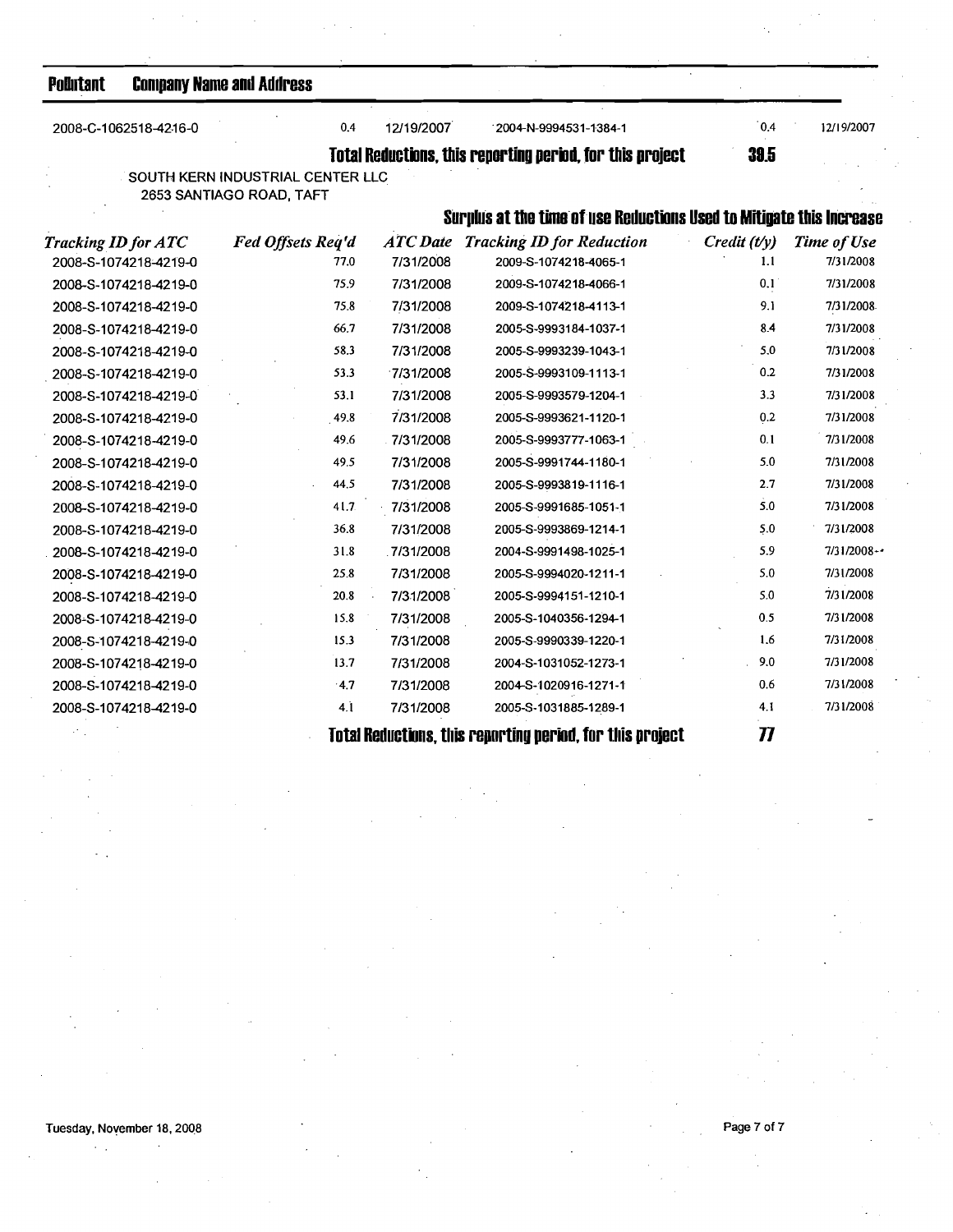| Pollutant | Company Name and Address | | | | |
|---|---|---|---|---|---|
| 2008-C-1062518-4216-0 | 0.4 | 12/19/2007 | 2004-N-9994531-1384-1 | 0.4 | 12/19/2007 |

**Total Reductions, this reporting period, for this project** **39.5**

SOUTH KERN INDUSTRIAL CENTER LLC
2653 SANTIAGO ROAD, TAFT

**Surplus at the time of use Reductions Used to Mitigate this Increase**

| *Tracking ID for ATC* | *Fed Offsets Req'd* | *ATC Date* | *Tracking ID for Reduction* | *Credit (t/y)* | *Time of Use* |
|---|---|---|---|---|---|
| 2008-S-1074218-4219-0 | 77.0 | 7/31/2008 | 2009-S-1074218-4065-1 | 1.1 | 7/31/2008 |
| 2008-S-1074218-4219-0 | 75.9 | 7/31/2008 | 2009-S-1074218-4066-1 | 0.1 | 7/31/2008 |
| 2008-S-1074218-4219-0 | 75.8 | 7/31/2008 | 2009-S-1074218-4113-1 | 9.1 | 7/31/2008 |
| 2008-S-1074218-4219-0 | 66.7 | 7/31/2008 | 2005-S-9993184-1037-1 | 8.4 | 7/31/2008 |
| 2008-S-1074218-4219-0 | 58.3 | 7/31/2008 | 2005-S-9993239-1043-1 | 5.0 | 7/31/2008 |
| 2008-S-1074218-4219-0 | 53.3 | 7/31/2008 | 2005-S-9993109-1113-1 | 0.2 | 7/31/2008 |
| 2008-S-1074218-4219-0 | 53.1 | 7/31/2008 | 2005-S-9993579-1204-1 | 3.3 | 7/31/2008 |
| 2008-S-1074218-4219-0 | 49.8 | 7/31/2008 | 2005-S-9993621-1120-1 | 0.2 | 7/31/2008 |
| 2008-S-1074218-4219-0 | 49.6 | 7/31/2008 | 2005-S-9993777-1063-1 | 0.1 | 7/31/2008 |
| 2008-S-1074218-4219-0 | 49.5 | 7/31/2008 | 2005-S-9991744-1180-1 | 5.0 | 7/31/2008 |
| 2008-S-1074218-4219-0 | 44.5 | 7/31/2008 | 2005-S-9993819-1116-1 | 2.7 | 7/31/2008 |
| 2008-S-1074218-4219-0 | 41.7 | 7/31/2008 | 2005-S-9991685-1051-1 | 5.0 | 7/31/2008 |
| 2008-S-1074218-4219-0 | 36.8 | 7/31/2008 | 2005-S-9993869-1214-1 | 5.0 | 7/31/2008 |
| 2008-S-1074218-4219-0 | 31.8 | 7/31/2008 | 2004-S-9991498-1025-1 | 5.9 | 7/31/2008 |
| 2008-S-1074218-4219-0 | 25.8 | 7/31/2008 | 2005-S-9994020-1211-1 | 5.0 | 7/31/2008 |
| 2008-S-1074218-4219-0 | 20.8 | 7/31/2008 | 2005-S-9994151-1210-1 | 5.0 | 7/31/2008 |
| 2008-S-1074218-4219-0 | 15.8 | 7/31/2008 | 2005-S-1040356-1294-1 | 0.5 | 7/31/2008 |
| 2008-S-1074218-4219-0 | 15.3 | 7/31/2008 | 2005-S-9990339-1220-1 | 1.6 | 7/31/2008 |
| 2008-S-1074218-4219-0 | 13.7 | 7/31/2008 | 2004-S-1031052-1273-1 | 9.0 | 7/31/2008 |
| 2008-S-1074218-4219-0 | 4.7 | 7/31/2008 | 2004-S-1020916-1271-1 | 0.6 | 7/31/2008 |
| 2008-S-1074218-4219-0 | 4.1 | 7/31/2008 | 2005-S-1031885-1289-1 | 4.1 | 7/31/2008 |

**Total Reductions, this reporting period, for this project** **77**

Tuesday, November 18, 2008